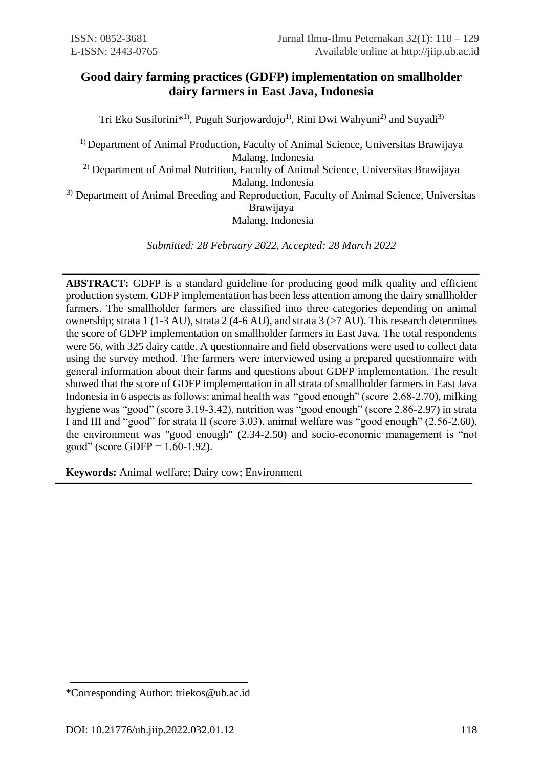# Good dairy farming practices (GDFP) implementation on smallholder dairy farmers in East Java, Indonesia

Tri Eko Susilorini*[1)], Puguh Surjowardojo[1)], Rini Dwi Wahyuni[2)] and Suyadi[3)]

[1)] Department of Animal Production, Faculty of Animal Science, Universitas Brawijaya Malang, Indonesia

[2)] Department of Animal Nutrition, Faculty of Animal Science, Universitas Brawijaya Malang, Indonesia

[3)] Department of Animal Breeding and Reproduction, Faculty of Animal Science, Universitas Brawijaya Malang, Indonesia

*Submitted: 28 February 2022, Accepted: 28 March 2022*

---

**ABSTRACT:** GDFP is a standard guideline for producing good milk quality and efficient production system. GDFP implementation has been less attention among the dairy smallholder farmers. The smallholder farmers are classified into three categories depending on animal ownership; strata 1 (1-3 AU), strata 2 (4-6 AU), and strata 3 (>7 AU). This research determines the score of GDFP implementation on smallholder farmers in East Java. The total respondents were 56, with 325 dairy cattle. A questionnaire and field observations were used to collect data using the survey method. The farmers were interviewed using a prepared questionnaire with general information about their farms and questions about GDFP implementation. The result showed that the score of GDFP implementation in all strata of smallholder farmers in East Java Indonesia in 6 aspects as follows: animal health was "good enough" (score 2.68-2.70), milking hygiene was "good" (score 3.19-3.42), nutrition was "good enough" (score 2.86-2.97) in strata I and III and "good" for strata II (score 3.03), animal welfare was "good enough" (2.56-2.60), the environment was "good enough" (2.34-2.50) and socio-economic management is "not good" (score GDFP = 1.60-1.92).

**Keywords:** Animal welfare; Dairy cow; Environment

---

*Corresponding Author: triekos@ub.ac.id

DOI: 10.21776/ub.jiip.2022.032.01.12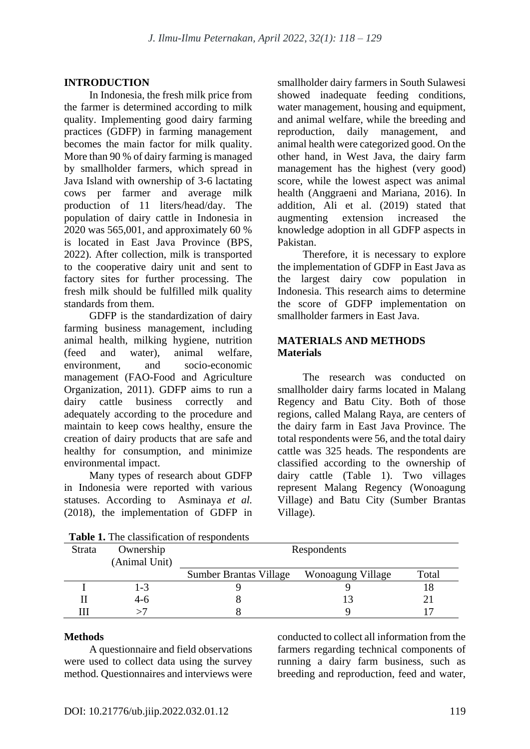## INTRODUCTION

In Indonesia, the fresh milk price from the farmer is determined according to milk quality. Implementing good dairy farming practices (GDFP) in farming management becomes the main factor for milk quality. More than 90 % of dairy farming is managed by smallholder farmers, which spread in Java Island with ownership of 3-6 lactating cows per farmer and average milk production of 11 liters/head/day. The population of dairy cattle in Indonesia in 2020 was 565,001, and approximately 60 % is located in East Java Province (BPS, 2022). After collection, milk is transported to the cooperative dairy unit and sent to factory sites for further processing. The fresh milk should be fulfilled milk quality standards from them.

GDFP is the standardization of dairy farming business management, including animal health, milking hygiene, nutrition (feed and water), animal welfare, environment, and socio-economic management (FAO-Food and Agriculture Organization, 2011). GDFP aims to run a dairy cattle business correctly and adequately according to the procedure and maintain to keep cows healthy, ensure the creation of dairy products that are safe and healthy for consumption, and minimize environmental impact.

Many types of research about GDFP in Indonesia were reported with various statuses. According to Asminaya *et al.* (2018), the implementation of GDFP in smallholder dairy farmers in South Sulawesi showed inadequate feeding conditions, water management, housing and equipment, and animal welfare, while the breeding and reproduction, daily management, and animal health were categorized good. On the other hand, in West Java, the dairy farm management has the highest (very good) score, while the lowest aspect was animal health (Anggraeni and Mariana, 2016). In addition, Ali et al. (2019) stated that augmenting extension increased the knowledge adoption in all GDFP aspects in Pakistan.

Therefore, it is necessary to explore the implementation of GDFP in East Java as the largest dairy cow population in Indonesia. This research aims to determine the score of GDFP implementation on smallholder farmers in East Java.

## MATERIALS AND METHODS

### Materials

The research was conducted on smallholder dairy farms located in Malang Regency and Batu City. Both of those regions, called Malang Raya, are centers of the dairy farm in East Java Province. The total respondents were 56, and the total dairy cattle was 325 heads. The respondents are classified according to the ownership of dairy cattle (Table 1). Two villages represent Malang Regency (Wonoagung Village) and Batu City (Sumber Brantas Village).

**Table 1.** The classification of respondents

| Strata | Ownership (Animal Unit) | Respondents | | |
|---|---|---|---|---|
| | | Sumber Brantas Village | Wonoagung Village | Total |
| I | 1-3 | 9 | 9 | 18 |
| II | 4-6 | 8 | 13 | 21 |
| III | >7 | 8 | 9 | 17 |

### Methods

A questionnaire and field observations were used to collect data using the survey method. Questionnaires and interviews were conducted to collect all information from the farmers regarding technical components of running a dairy farm business, such as breeding and reproduction, feed and water,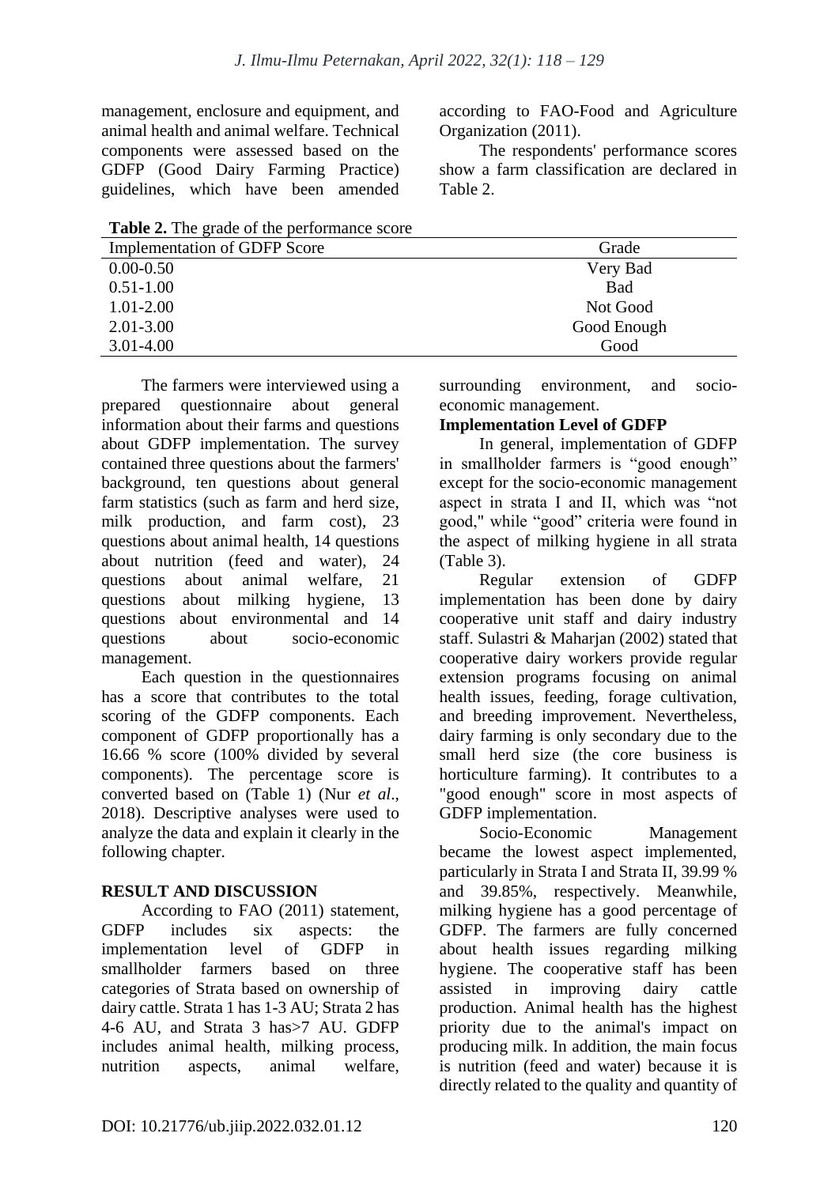management, enclosure and equipment, and animal health and animal welfare. Technical components were assessed based on the GDFP (Good Dairy Farming Practice) guidelines, which have been amended according to FAO-Food and Agriculture Organization (2011).

The respondents' performance scores show a farm classification are declared in Table 2.

**Table 2.** The grade of the performance score

| Implementation of GDFP Score | Grade |
|---|---|
| 0.00-0.50 | Very Bad |
| 0.51-1.00 | Bad |
| 1.01-2.00 | Not Good |
| 2.01-3.00 | Good Enough |
| 3.01-4.00 | Good |

The farmers were interviewed using a prepared questionnaire about general information about their farms and questions about GDFP implementation. The survey contained three questions about the farmers' background, ten questions about general farm statistics (such as farm and herd size, milk production, and farm cost), 23 questions about animal health, 14 questions about nutrition (feed and water), 24 questions about animal welfare, 21 questions about milking hygiene, 13 questions about environmental and 14 questions about socio-economic management.

Each question in the questionnaires has a score that contributes to the total scoring of the GDFP components. Each component of GDFP proportionally has a 16.66 % score (100% divided by several components). The percentage score is converted based on (Table 1) (Nur *et al*., 2018). Descriptive analyses were used to analyze the data and explain it clearly in the following chapter.

## RESULT AND DISCUSSION

According to FAO (2011) statement, GDFP includes six aspects: the implementation level of GDFP in smallholder farmers based on three categories of Strata based on ownership of dairy cattle. Strata 1 has 1-3 AU; Strata 2 has 4-6 AU, and Strata 3 has>7 AU. GDFP includes animal health, milking process, nutrition aspects, animal welfare, surrounding environment, and socio-economic management.

### Implementation Level of GDFP

In general, implementation of GDFP in smallholder farmers is "good enough" except for the socio-economic management aspect in strata I and II, which was "not good," while "good" criteria were found in the aspect of milking hygiene in all strata (Table 3).

Regular extension of GDFP implementation has been done by dairy cooperative unit staff and dairy industry staff. Sulastri & Maharjan (2002) stated that cooperative dairy workers provide regular extension programs focusing on animal health issues, feeding, forage cultivation, and breeding improvement. Nevertheless, dairy farming is only secondary due to the small herd size (the core business is horticulture farming). It contributes to a "good enough" score in most aspects of GDFP implementation.

Socio-Economic Management became the lowest aspect implemented, particularly in Strata I and Strata II, 39.99 % and 39.85%, respectively. Meanwhile, milking hygiene has a good percentage of GDFP. The farmers are fully concerned about health issues regarding milking hygiene. The cooperative staff has been assisted in improving dairy cattle production. Animal health has the highest priority due to the animal's impact on producing milk. In addition, the main focus is nutrition (feed and water) because it is directly related to the quality and quantity of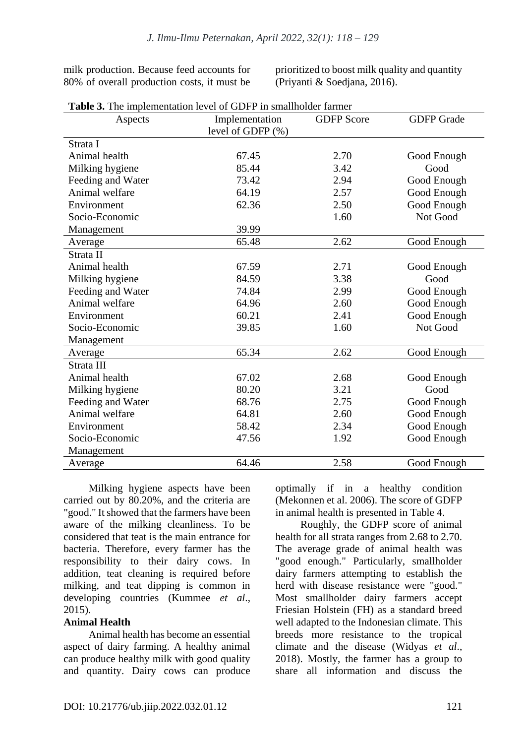milk production. Because feed accounts for 80% of overall production costs, it must be prioritized to boost milk quality and quantity (Priyanti & Soedjana, 2016).

**Table 3.** The implementation level of GDFP in smallholder farmer

| Aspects | Implementation level of GDFP (%) | GDFP Score | GDFP Grade |
|---|---|---|---|
| Strata I | | | |
| Animal health | 67.45 | 2.70 | Good Enough |
| Milking hygiene | 85.44 | 3.42 | Good |
| Feeding and Water | 73.42 | 2.94 | Good Enough |
| Animal welfare | 64.19 | 2.57 | Good Enough |
| Environment | 62.36 | 2.50 | Good Enough |
| Socio-Economic Management | 39.99 | 1.60 | Not Good |
| Average | 65.48 | 2.62 | Good Enough |
| Strata II | | | |
| Animal health | 67.59 | 2.71 | Good Enough |
| Milking hygiene | 84.59 | 3.38 | Good |
| Feeding and Water | 74.84 | 2.99 | Good Enough |
| Animal welfare | 64.96 | 2.60 | Good Enough |
| Environment | 60.21 | 2.41 | Good Enough |
| Socio-Economic Management | 39.85 | 1.60 | Not Good |
| Average | 65.34 | 2.62 | Good Enough |
| Strata III | | | |
| Animal health | 67.02 | 2.68 | Good Enough |
| Milking hygiene | 80.20 | 3.21 | Good |
| Feeding and Water | 68.76 | 2.75 | Good Enough |
| Animal welfare | 64.81 | 2.60 | Good Enough |
| Environment | 58.42 | 2.34 | Good Enough |
| Socio-Economic Management | 47.56 | 1.92 | Good Enough |
| Average | 64.46 | 2.58 | Good Enough |

Milking hygiene aspects have been carried out by 80.20%, and the criteria are "good." It showed that the farmers have been aware of the milking cleanliness. To be considered that teat is the main entrance for bacteria. Therefore, every farmer has the responsibility to their dairy cows. In addition, teat cleaning is required before milking, and teat dipping is common in developing countries (Kummee *et al*., 2015).

**Animal Health**

Animal health has become an essential aspect of dairy farming. A healthy animal can produce healthy milk with good quality and quantity. Dairy cows can produce optimally if in a healthy condition (Mekonnen et al. 2006). The score of GDFP in animal health is presented in Table 4.

Roughly, the GDFP score of animal health for all strata ranges from 2.68 to 2.70. The average grade of animal health was "good enough." Particularly, smallholder dairy farmers attempting to establish the herd with disease resistance were "good." Most smallholder dairy farmers accept Friesian Holstein (FH) as a standard breed well adapted to the Indonesian climate. This breeds more resistance to the tropical climate and the disease (Widyas *et al*., 2018). Mostly, the farmer has a group to share all information and discuss the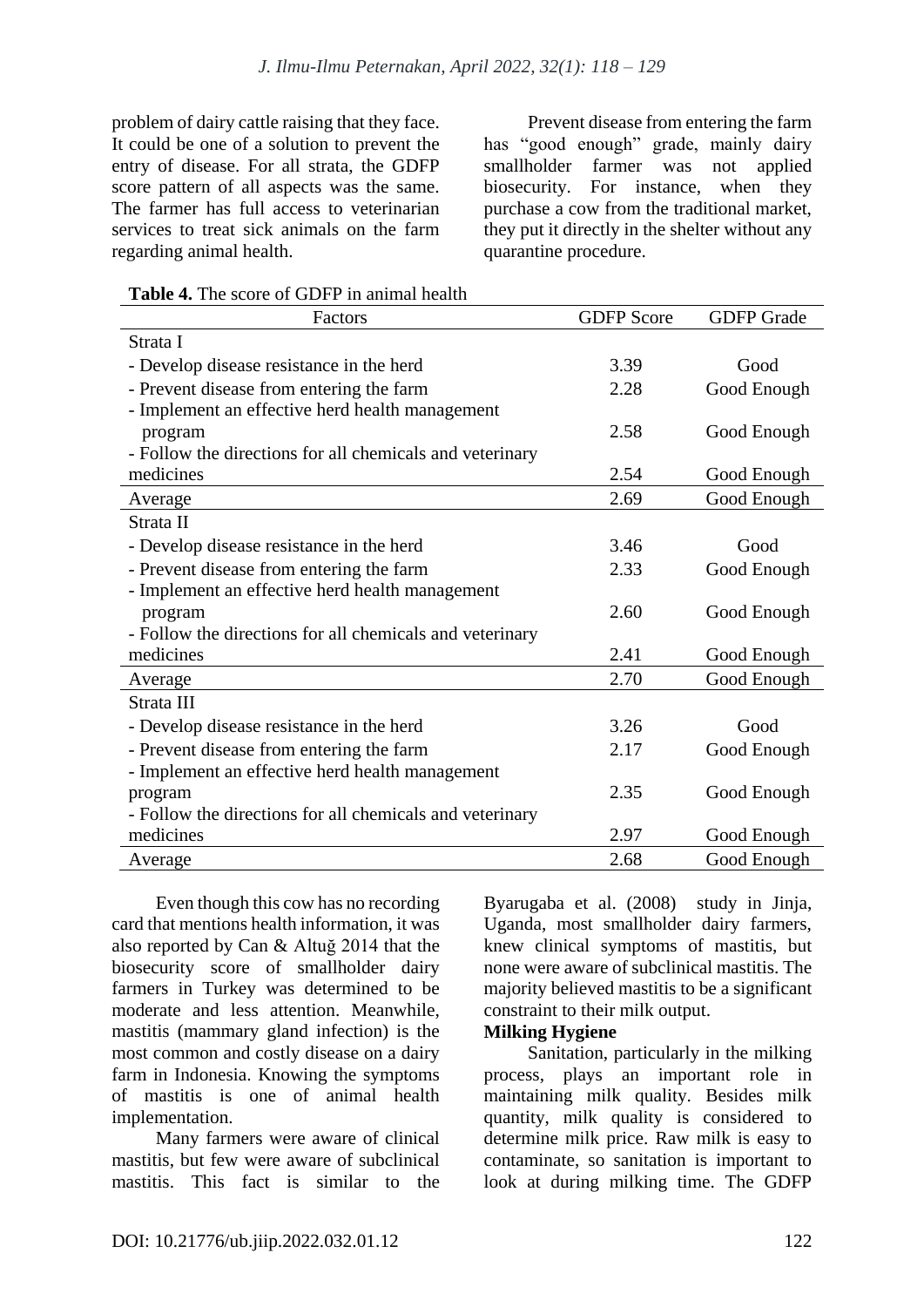problem of dairy cattle raising that they face. It could be one of a solution to prevent the entry of disease. For all strata, the GDFP score pattern of all aspects was the same. The farmer has full access to veterinarian services to treat sick animals on the farm regarding animal health.

Prevent disease from entering the farm has "good enough" grade, mainly dairy smallholder farmer was not applied biosecurity. For instance, when they purchase a cow from the traditional market, they put it directly in the shelter without any quarantine procedure.

**Table 4.** The score of GDFP in animal health

| Factors | GDFP Score | GDFP Grade |
|---|---|---|
| Strata I | | |
| - Develop disease resistance in the herd | 3.39 | Good |
| - Prevent disease from entering the farm | 2.28 | Good Enough |
| - Implement an effective herd health management program | 2.58 | Good Enough |
| - Follow the directions for all chemicals and veterinary medicines | 2.54 | Good Enough |
| Average | 2.69 | Good Enough |
| Strata II | | |
| - Develop disease resistance in the herd | 3.46 | Good |
| - Prevent disease from entering the farm | 2.33 | Good Enough |
| - Implement an effective herd health management program | 2.60 | Good Enough |
| - Follow the directions for all chemicals and veterinary medicines | 2.41 | Good Enough |
| Average | 2.70 | Good Enough |
| Strata III | | |
| - Develop disease resistance in the herd | 3.26 | Good |
| - Prevent disease from entering the farm | 2.17 | Good Enough |
| - Implement an effective herd health management program | 2.35 | Good Enough |
| - Follow the directions for all chemicals and veterinary medicines | 2.97 | Good Enough |
| Average | 2.68 | Good Enough |

Even though this cow has no recording card that mentions health information, it was also reported by Can & Altuğ 2014 that the biosecurity score of smallholder dairy farmers in Turkey was determined to be moderate and less attention. Meanwhile, mastitis (mammary gland infection) is the most common and costly disease on a dairy farm in Indonesia. Knowing the symptoms of mastitis is one of animal health implementation.

Many farmers were aware of clinical mastitis, but few were aware of subclinical mastitis. This fact is similar to the Byarugaba et al. (2008) study in Jinja, Uganda, most smallholder dairy farmers, knew clinical symptoms of mastitis, but none were aware of subclinical mastitis. The majority believed mastitis to be a significant constraint to their milk output.

**Milking Hygiene**

Sanitation, particularly in the milking process, plays an important role in maintaining milk quality. Besides milk quantity, milk quality is considered to determine milk price. Raw milk is easy to contaminate, so sanitation is important to look at during milking time. The GDFP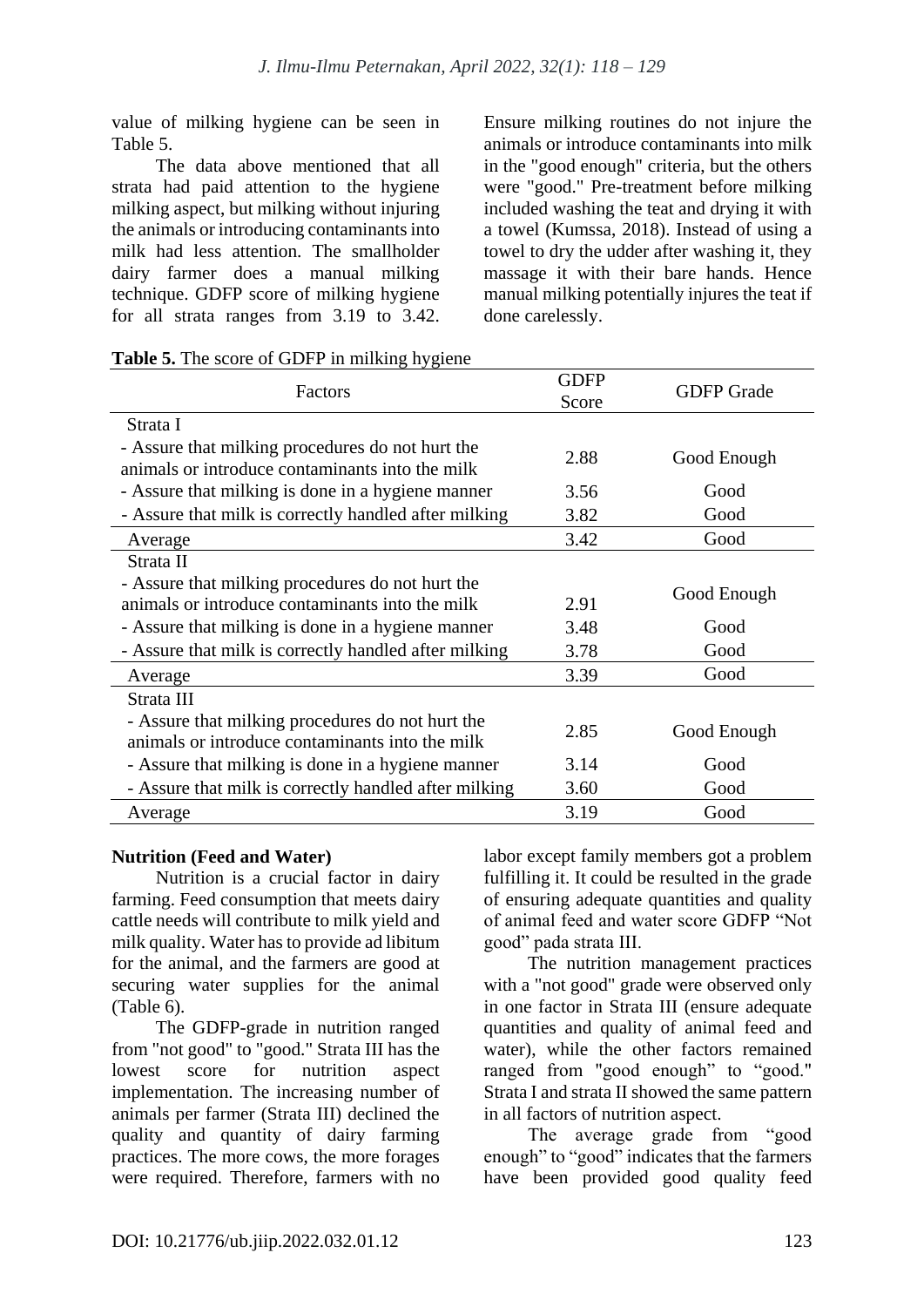value of milking hygiene can be seen in Table 5.

The data above mentioned that all strata had paid attention to the hygiene milking aspect, but milking without injuring the animals or introducing contaminants into milk had less attention. The smallholder dairy farmer does a manual milking technique. GDFP score of milking hygiene for all strata ranges from 3.19 to 3.42. Ensure milking routines do not injure the animals or introduce contaminants into milk in the "good enough" criteria, but the others were "good." Pre-treatment before milking included washing the teat and drying it with a towel (Kumssa, 2018). Instead of using a towel to dry the udder after washing it, they massage it with their bare hands. Hence manual milking potentially injures the teat if done carelessly.

**Table 5.** The score of GDFP in milking hygiene

| Factors | GDFP Score | GDFP Grade |
|---|---|---|
| Strata I | | |
| - Assure that milking procedures do not hurt the animals or introduce contaminants into the milk | 2.88 | Good Enough |
| - Assure that milking is done in a hygiene manner | 3.56 | Good |
| - Assure that milk is correctly handled after milking | 3.82 | Good |
| Average | 3.42 | Good |
| Strata II | | |
| - Assure that milking procedures do not hurt the animals or introduce contaminants into the milk | 2.91 | Good Enough |
| - Assure that milking is done in a hygiene manner | 3.48 | Good |
| - Assure that milk is correctly handled after milking | 3.78 | Good |
| Average | 3.39 | Good |
| Strata III | | |
| - Assure that milking procedures do not hurt the animals or introduce contaminants into the milk | 2.85 | Good Enough |
| - Assure that milking is done in a hygiene manner | 3.14 | Good |
| - Assure that milk is correctly handled after milking | 3.60 | Good |
| Average | 3.19 | Good |

**Nutrition (Feed and Water)**

Nutrition is a crucial factor in dairy farming. Feed consumption that meets dairy cattle needs will contribute to milk yield and milk quality. Water has to provide ad libitum for the animal, and the farmers are good at securing water supplies for the animal (Table 6).

The GDFP-grade in nutrition ranged from "not good" to "good." Strata III has the lowest score for nutrition aspect implementation. The increasing number of animals per farmer (Strata III) declined the quality and quantity of dairy farming practices. The more cows, the more forages were required. Therefore, farmers with no labor except family members got a problem fulfilling it. It could be resulted in the grade of ensuring adequate quantities and quality of animal feed and water score GDFP "Not good" pada strata III.

The nutrition management practices with a "not good" grade were observed only in one factor in Strata III (ensure adequate quantities and quality of animal feed and water), while the other factors remained ranged from "good enough" to "good." Strata I and strata II showed the same pattern in all factors of nutrition aspect.

The average grade from "good enough" to "good" indicates that the farmers have been provided good quality feed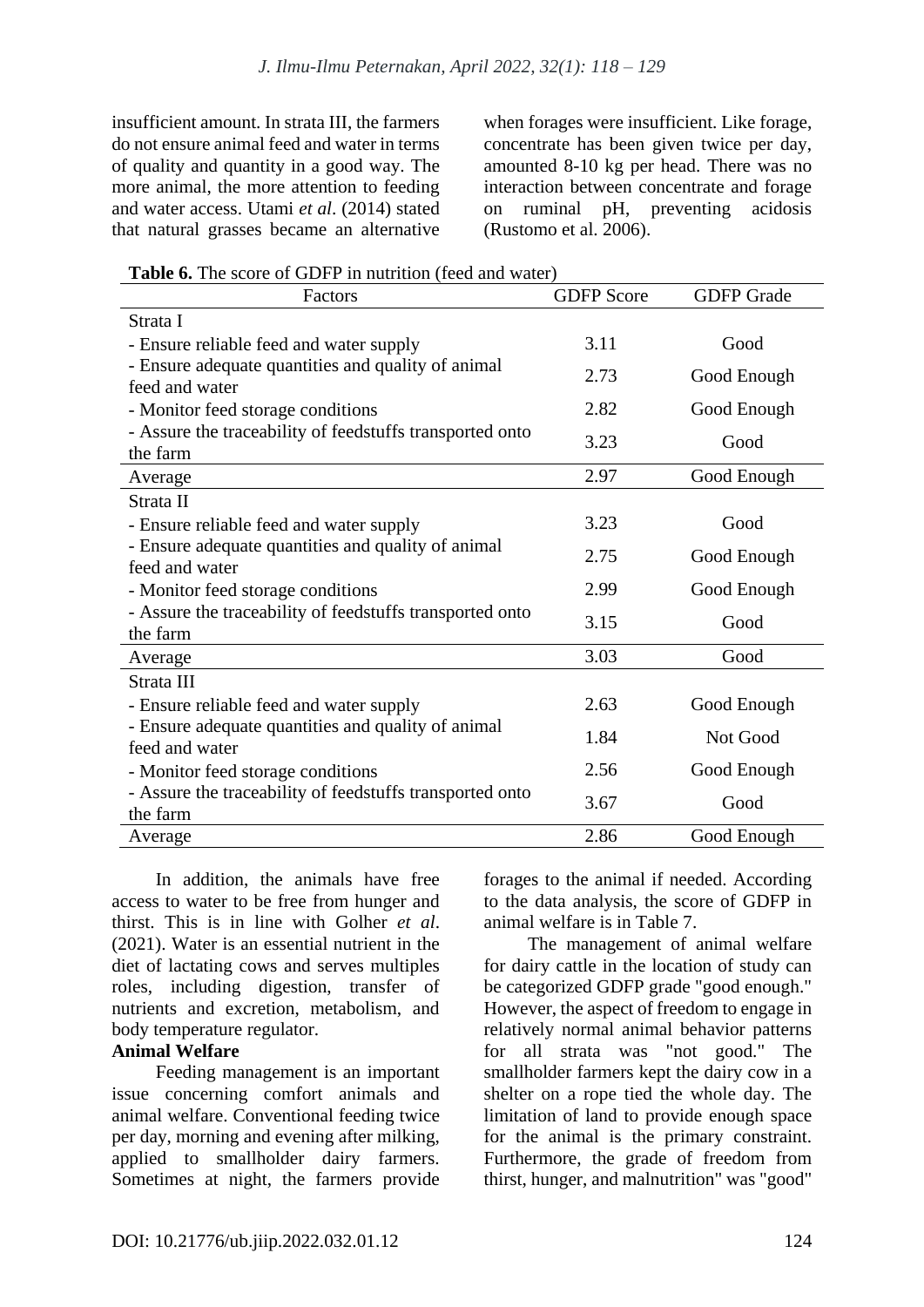insufficient amount. In strata III, the farmers do not ensure animal feed and water in terms of quality and quantity in a good way. The more animal, the more attention to feeding and water access. Utami *et al*. (2014) stated that natural grasses became an alternative when forages were insufficient. Like forage, concentrate has been given twice per day, amounted 8-10 kg per head. There was no interaction between concentrate and forage on ruminal pH, preventing acidosis (Rustomo et al. 2006).

**Table 6.** The score of GDFP in nutrition (feed and water)

| Factors | GDFP Score | GDFP Grade |
|---|---|---|
| Strata I | | |
| - Ensure reliable feed and water supply | 3.11 | Good |
| - Ensure adequate quantities and quality of animal feed and water | 2.73 | Good Enough |
| - Monitor feed storage conditions | 2.82 | Good Enough |
| - Assure the traceability of feedstuffs transported onto the farm | 3.23 | Good |
| Average | 2.97 | Good Enough |
| Strata II | | |
| - Ensure reliable feed and water supply | 3.23 | Good |
| - Ensure adequate quantities and quality of animal feed and water | 2.75 | Good Enough |
| - Monitor feed storage conditions | 2.99 | Good Enough |
| - Assure the traceability of feedstuffs transported onto the farm | 3.15 | Good |
| Average | 3.03 | Good |
| Strata III | | |
| - Ensure reliable feed and water supply | 2.63 | Good Enough |
| - Ensure adequate quantities and quality of animal feed and water | 1.84 | Not Good |
| - Monitor feed storage conditions | 2.56 | Good Enough |
| - Assure the traceability of feedstuffs transported onto the farm | 3.67 | Good |
| Average | 2.86 | Good Enough |

In addition, the animals have free access to water to be free from hunger and thirst. This is in line with Golher *et al*. (2021). Water is an essential nutrient in the diet of lactating cows and serves multiples roles, including digestion, transfer of nutrients and excretion, metabolism, and body temperature regulator.

**Animal Welfare**

Feeding management is an important issue concerning comfort animals and animal welfare. Conventional feeding twice per day, morning and evening after milking, applied to smallholder dairy farmers. Sometimes at night, the farmers provide forages to the animal if needed. According to the data analysis, the score of GDFP in animal welfare is in Table 7.

The management of animal welfare for dairy cattle in the location of study can be categorized GDFP grade "good enough." However, the aspect of freedom to engage in relatively normal animal behavior patterns for all strata was "not good." The smallholder farmers kept the dairy cow in a shelter on a rope tied the whole day. The limitation of land to provide enough space for the animal is the primary constraint. Furthermore, the grade of freedom from thirst, hunger, and malnutrition" was "good"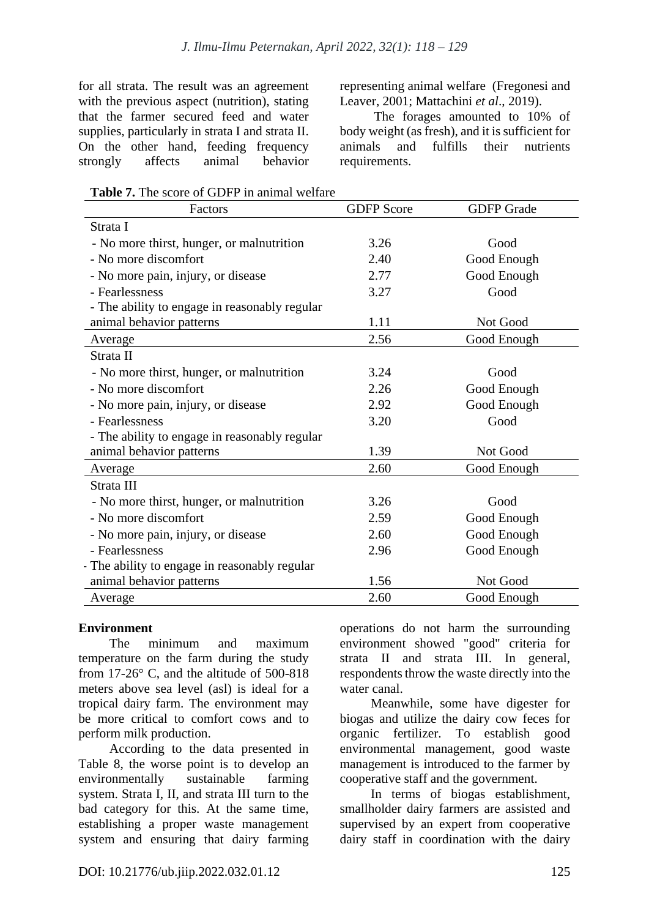for all strata. The result was an agreement with the previous aspect (nutrition), stating that the farmer secured feed and water supplies, particularly in strata I and strata II. On the other hand, feeding frequency strongly affects animal behavior representing animal welfare (Fregonesi and Leaver, 2001; Mattachini *et al*., 2019).

The forages amounted to 10% of body weight (as fresh), and it is sufficient for animals and fulfills their nutrients requirements.

**Table 7.** The score of GDFP in animal welfare

| Factors | GDFP Score | GDFP Grade |
|---|---|---|
| Strata I | | |
| - No more thirst, hunger, or malnutrition | 3.26 | Good |
| - No more discomfort | 2.40 | Good Enough |
| - No more pain, injury, or disease | 2.77 | Good Enough |
| - Fearlessness | 3.27 | Good |
| - The ability to engage in reasonably regular animal behavior patterns | 1.11 | Not Good |
| Average | 2.56 | Good Enough |
| Strata II | | |
| - No more thirst, hunger, or malnutrition | 3.24 | Good |
| - No more discomfort | 2.26 | Good Enough |
| - No more pain, injury, or disease | 2.92 | Good Enough |
| - Fearlessness | 3.20 | Good |
| - The ability to engage in reasonably regular animal behavior patterns | 1.39 | Not Good |
| Average | 2.60 | Good Enough |
| Strata III | | |
| - No more thirst, hunger, or malnutrition | 3.26 | Good |
| - No more discomfort | 2.59 | Good Enough |
| - No more pain, injury, or disease | 2.60 | Good Enough |
| - Fearlessness | 2.96 | Good Enough |
| - The ability to engage in reasonably regular animal behavior patterns | 1.56 | Not Good |
| Average | 2.60 | Good Enough |

**Environment**

The minimum and maximum temperature on the farm during the study from 17-26° C, and the altitude of 500-818 meters above sea level (asl) is ideal for a tropical dairy farm. The environment may be more critical to comfort cows and to perform milk production.

According to the data presented in Table 8, the worse point is to develop an environmentally sustainable farming system. Strata I, II, and strata III turn to the bad category for this. At the same time, establishing a proper waste management system and ensuring that dairy farming operations do not harm the surrounding environment showed "good" criteria for strata II and strata III. In general, respondents throw the waste directly into the water canal.

Meanwhile, some have digester for biogas and utilize the dairy cow feces for organic fertilizer. To establish good environmental management, good waste management is introduced to the farmer by cooperative staff and the government.

In terms of biogas establishment, smallholder dairy farmers are assisted and supervised by an expert from cooperative dairy staff in coordination with the dairy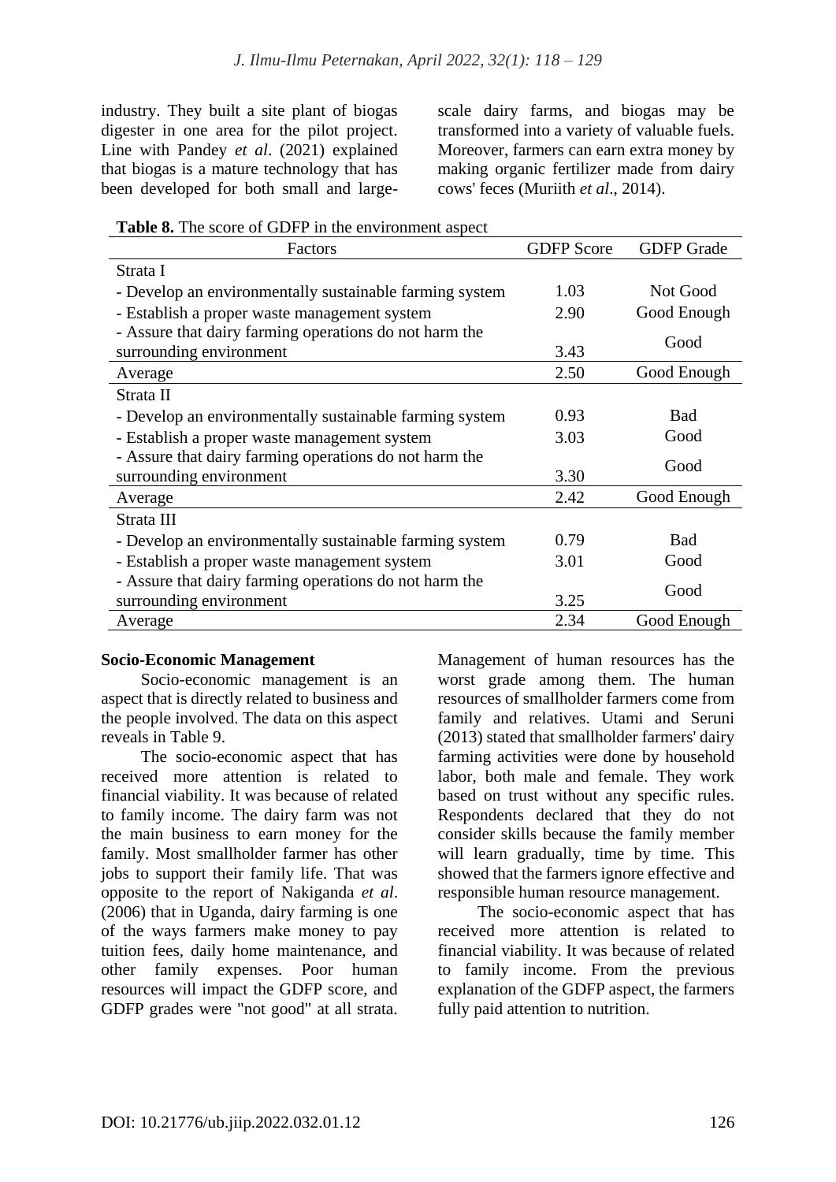industry. They built a site plant of biogas digester in one area for the pilot project. Line with Pandey *et al*. (2021) explained that biogas is a mature technology that has been developed for both small and large-scale dairy farms, and biogas may be transformed into a variety of valuable fuels. Moreover, farmers can earn extra money by making organic fertilizer made from dairy cows' feces (Muriith *et al*., 2014).

**Table 8.** The score of GDFP in the environment aspect

| Factors | GDFP Score | GDFP Grade |
|---|---|---|
| Strata I | | |
| - Develop an environmentally sustainable farming system | 1.03 | Not Good |
| - Establish a proper waste management system | 2.90 | Good Enough |
| - Assure that dairy farming operations do not harm the surrounding environment | 3.43 | Good |
| Average | 2.50 | Good Enough |
| Strata II | | |
| - Develop an environmentally sustainable farming system | 0.93 | Bad |
| - Establish a proper waste management system | 3.03 | Good |
| - Assure that dairy farming operations do not harm the surrounding environment | 3.30 | Good |
| Average | 2.42 | Good Enough |
| Strata III | | |
| - Develop an environmentally sustainable farming system | 0.79 | Bad |
| - Establish a proper waste management system | 3.01 | Good |
| - Assure that dairy farming operations do not harm the surrounding environment | 3.25 | Good |
| Average | 2.34 | Good Enough |

### Socio-Economic Management

Socio-economic management is an aspect that is directly related to business and the people involved. The data on this aspect reveals in Table 9.

The socio-economic aspect that has received more attention is related to financial viability. It was because of related to family income. The dairy farm was not the main business to earn money for the family. Most smallholder farmer has other jobs to support their family life. That was opposite to the report of Nakiganda *et al*. (2006) that in Uganda, dairy farming is one of the ways farmers make money to pay tuition fees, daily home maintenance, and other family expenses. Poor human resources will impact the GDFP score, and GDFP grades were "not good" at all strata. Management of human resources has the worst grade among them. The human resources of smallholder farmers come from family and relatives. Utami and Seruni (2013) stated that smallholder farmers' dairy farming activities were done by household labor, both male and female. They work based on trust without any specific rules. Respondents declared that they do not consider skills because the family member will learn gradually, time by time. This showed that the farmers ignore effective and responsible human resource management.

The socio-economic aspect that has received more attention is related to financial viability. It was because of related to family income. From the previous explanation of the GDFP aspect, the farmers fully paid attention to nutrition.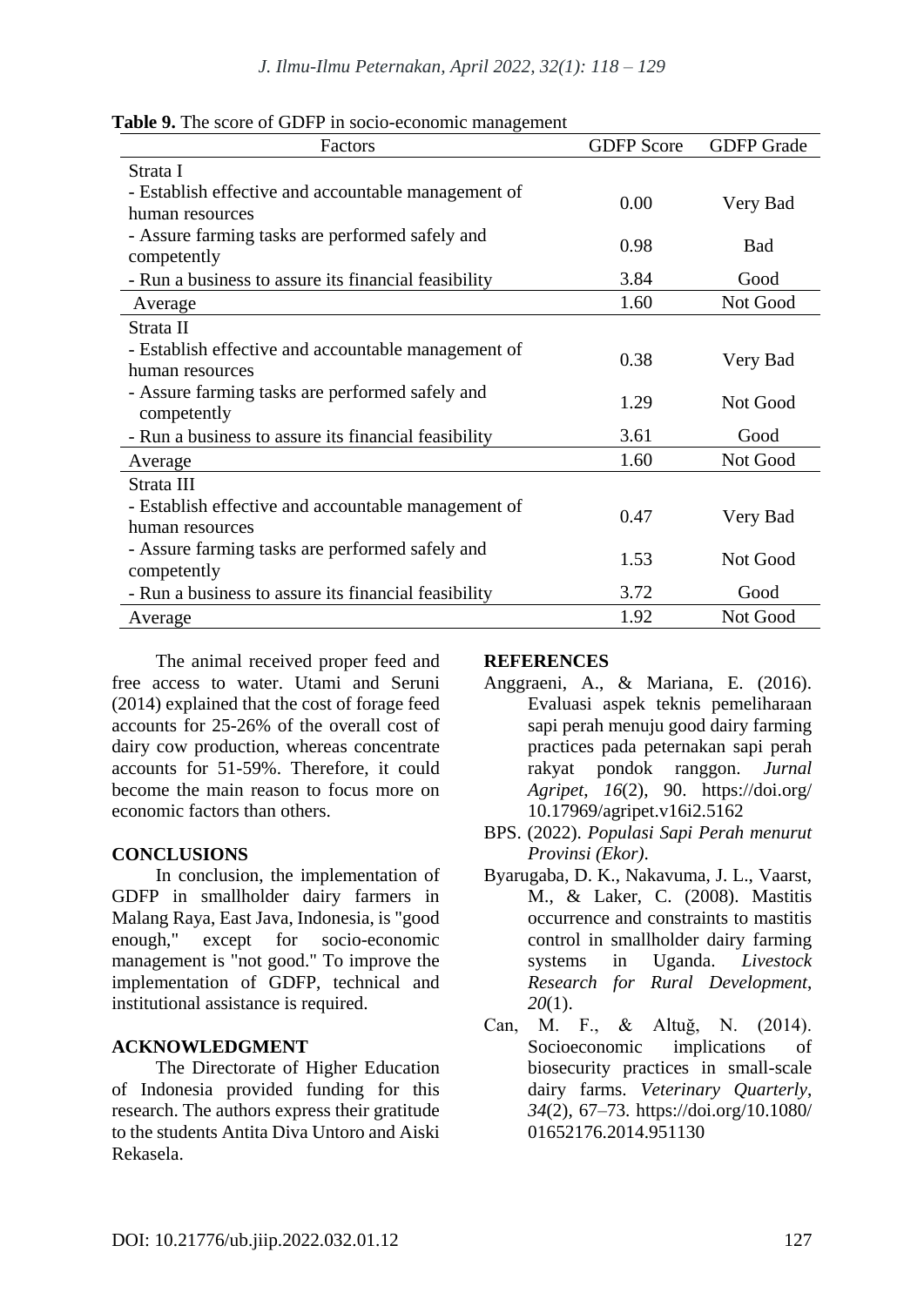**Table 9.** The score of GDFP in socio-economic management

| Factors | GDFP Score | GDFP Grade |
|---|---|---|
| Strata I | | |
| - Establish effective and accountable management of human resources | 0.00 | Very Bad |
| - Assure farming tasks are performed safely and competently | 0.98 | Bad |
| - Run a business to assure its financial feasibility | 3.84 | Good |
| Average | 1.60 | Not Good |
| Strata II | | |
| - Establish effective and accountable management of human resources | 0.38 | Very Bad |
| - Assure farming tasks are performed safely and competently | 1.29 | Not Good |
| - Run a business to assure its financial feasibility | 3.61 | Good |
| Average | 1.60 | Not Good |
| Strata III | | |
| - Establish effective and accountable management of human resources | 0.47 | Very Bad |
| - Assure farming tasks are performed safely and competently | 1.53 | Not Good |
| - Run a business to assure its financial feasibility | 3.72 | Good |
| Average | 1.92 | Not Good |

The animal received proper feed and free access to water. Utami and Seruni (2014) explained that the cost of forage feed accounts for 25-26% of the overall cost of dairy cow production, whereas concentrate accounts for 51-59%. Therefore, it could become the main reason to focus more on economic factors than others.

## CONCLUSIONS

In conclusion, the implementation of GDFP in smallholder dairy farmers in Malang Raya, East Java, Indonesia, is "good enough," except for socio-economic management is "not good." To improve the implementation of GDFP, technical and institutional assistance is required.

## ACKNOWLEDGMENT

The Directorate of Higher Education of Indonesia provided funding for this research. The authors express their gratitude to the students Antita Diva Untoro and Aiski Rekasela.

## REFERENCES

Anggraeni, A., & Mariana, E. (2016). Evaluasi aspek teknis pemeliharaan sapi perah menuju good dairy farming practices pada peternakan sapi perah rakyat pondok ranggon. *Jurnal Agripet*, *16*(2), 90. https://doi.org/10.17969/agripet.v16i2.5162

BPS. (2022). *Populasi Sapi Perah menurut Provinsi (Ekor).*

Byarugaba, D. K., Nakavuma, J. L., Vaarst, M., & Laker, C. (2008). Mastitis occurrence and constraints to mastitis control in smallholder dairy farming systems in Uganda. *Livestock Research for Rural Development*, *20*(1).

Can, M. F., & Altuğ, N. (2014). Socioeconomic implications of biosecurity practices in small-scale dairy farms. *Veterinary Quarterly*, *34*(2), 67–73. https://doi.org/10.1080/01652176.2014.951130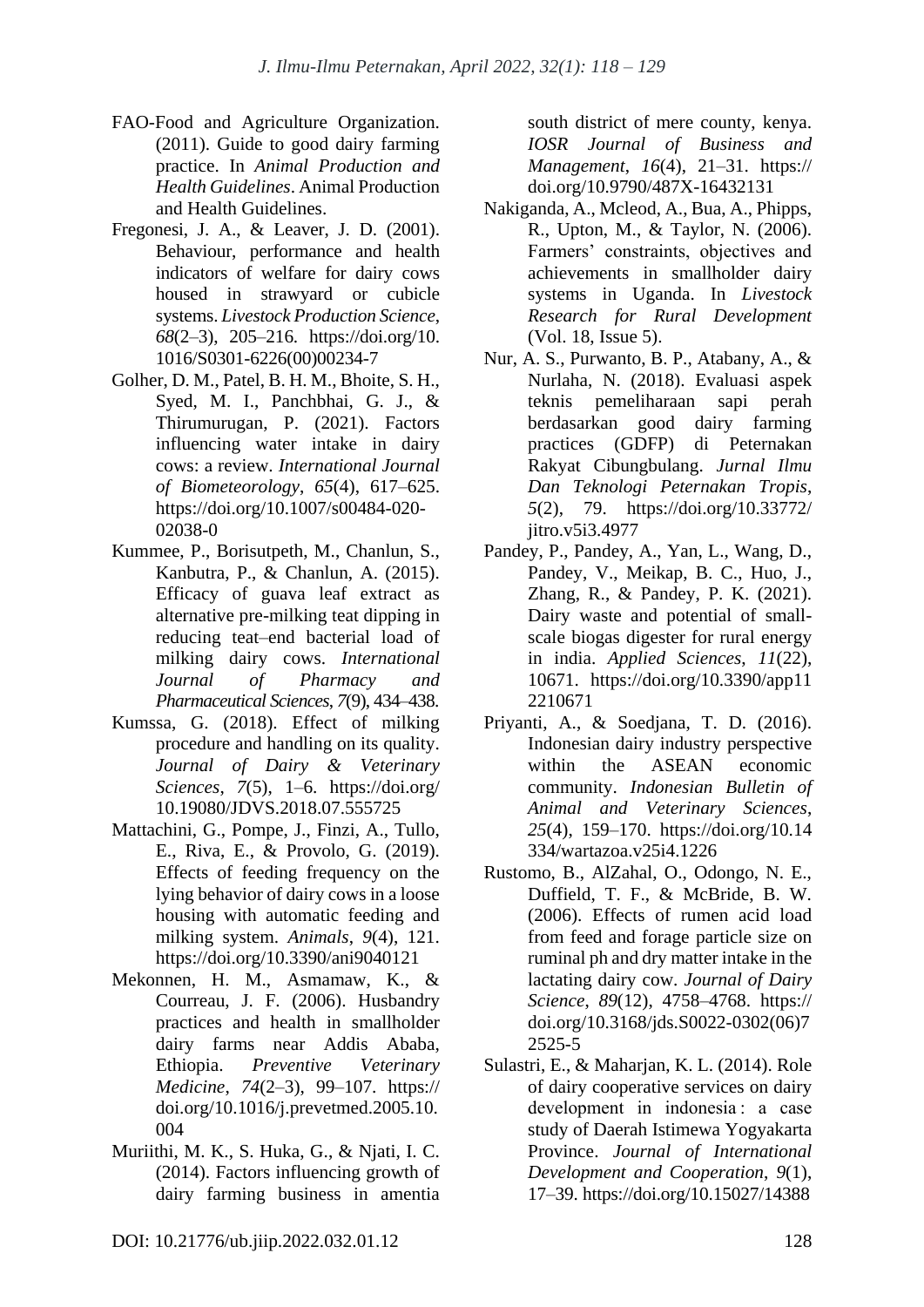FAO-Food and Agriculture Organization. (2011). Guide to good dairy farming practice. In *Animal Production and Health Guidelines*. Animal Production and Health Guidelines.

Fregonesi, J. A., & Leaver, J. D. (2001). Behaviour, performance and health indicators of welfare for dairy cows housed in strawyard or cubicle systems. *Livestock Production Science*, *68*(2–3), 205–216. https://doi.org/10.1016/S0301-6226(00)00234-7

Golher, D. M., Patel, B. H. M., Bhoite, S. H., Syed, M. I., Panchbhai, G. J., & Thirumurugan, P. (2021). Factors influencing water intake in dairy cows: a review. *International Journal of Biometeorology*, *65*(4), 617–625. https://doi.org/10.1007/s00484-020-02038-0

Kummee, P., Borisutpeth, M., Chanlun, S., Kanbutra, P., & Chanlun, A. (2015). Efficacy of guava leaf extract as alternative pre-milking teat dipping in reducing teat–end bacterial load of milking dairy cows. *International Journal of Pharmacy and Pharmaceutical Sciences*, *7*(9), 434–438.

Kumssa, G. (2018). Effect of milking procedure and handling on its quality. *Journal of Dairy & Veterinary Sciences*, *7*(5), 1–6. https://doi.org/10.19080/JDVS.2018.07.555725

Mattachini, G., Pompe, J., Finzi, A., Tullo, E., Riva, E., & Provolo, G. (2019). Effects of feeding frequency on the lying behavior of dairy cows in a loose housing with automatic feeding and milking system. *Animals*, *9*(4), 121. https://doi.org/10.3390/ani9040121

Mekonnen, H. M., Asmamaw, K., & Courreau, J. F. (2006). Husbandry practices and health in smallholder dairy farms near Addis Ababa, Ethiopia. *Preventive Veterinary Medicine*, *74*(2–3), 99–107. https://doi.org/10.1016/j.prevetmed.2005.10.004

Muriithi, M. K., S. Huka, G., & Njati, I. C. (2014). Factors influencing growth of dairy farming business in amentia south district of mere county, kenya. *IOSR Journal of Business and Management*, *16*(4), 21–31. https://doi.org/10.9790/487X-16432131

Nakiganda, A., Mcleod, A., Bua, A., Phipps, R., Upton, M., & Taylor, N. (2006). Farmers' constraints, objectives and achievements in smallholder dairy systems in Uganda. In *Livestock Research for Rural Development* (Vol. 18, Issue 5).

Nur, A. S., Purwanto, B. P., Atabany, A., & Nurlaha, N. (2018). Evaluasi aspek teknis pemeliharaan sapi perah berdasarkan good dairy farming practices (GDFP) di Peternakan Rakyat Cibungbulang. *Jurnal Ilmu Dan Teknologi Peternakan Tropis*, *5*(2), 79. https://doi.org/10.33772/jitro.v5i3.4977

Pandey, P., Pandey, A., Yan, L., Wang, D., Pandey, V., Meikap, B. C., Huo, J., Zhang, R., & Pandey, P. K. (2021). Dairy waste and potential of small-scale biogas digester for rural energy in india. *Applied Sciences*, *11*(22), 10671. https://doi.org/10.3390/app112210671

Priyanti, A., & Soedjana, T. D. (2016). Indonesian dairy industry perspective within the ASEAN economic community. *Indonesian Bulletin of Animal and Veterinary Sciences*, *25*(4), 159–170. https://doi.org/10.14334/wartazoa.v25i4.1226

Rustomo, B., AlZahal, O., Odongo, N. E., Duffield, T. F., & McBride, B. W. (2006). Effects of rumen acid load from feed and forage particle size on ruminal ph and dry matter intake in the lactating dairy cow. *Journal of Dairy Science*, *89*(12), 4758–4768. https://doi.org/10.3168/jds.S0022-0302(06)72525-5

Sulastri, E., & Maharjan, K. L. (2014). Role of dairy cooperative services on dairy development in indonesia : a case study of Daerah Istimewa Yogyakarta Province. *Journal of International Development and Cooperation*, *9*(1), 17–39. https://doi.org/10.15027/14388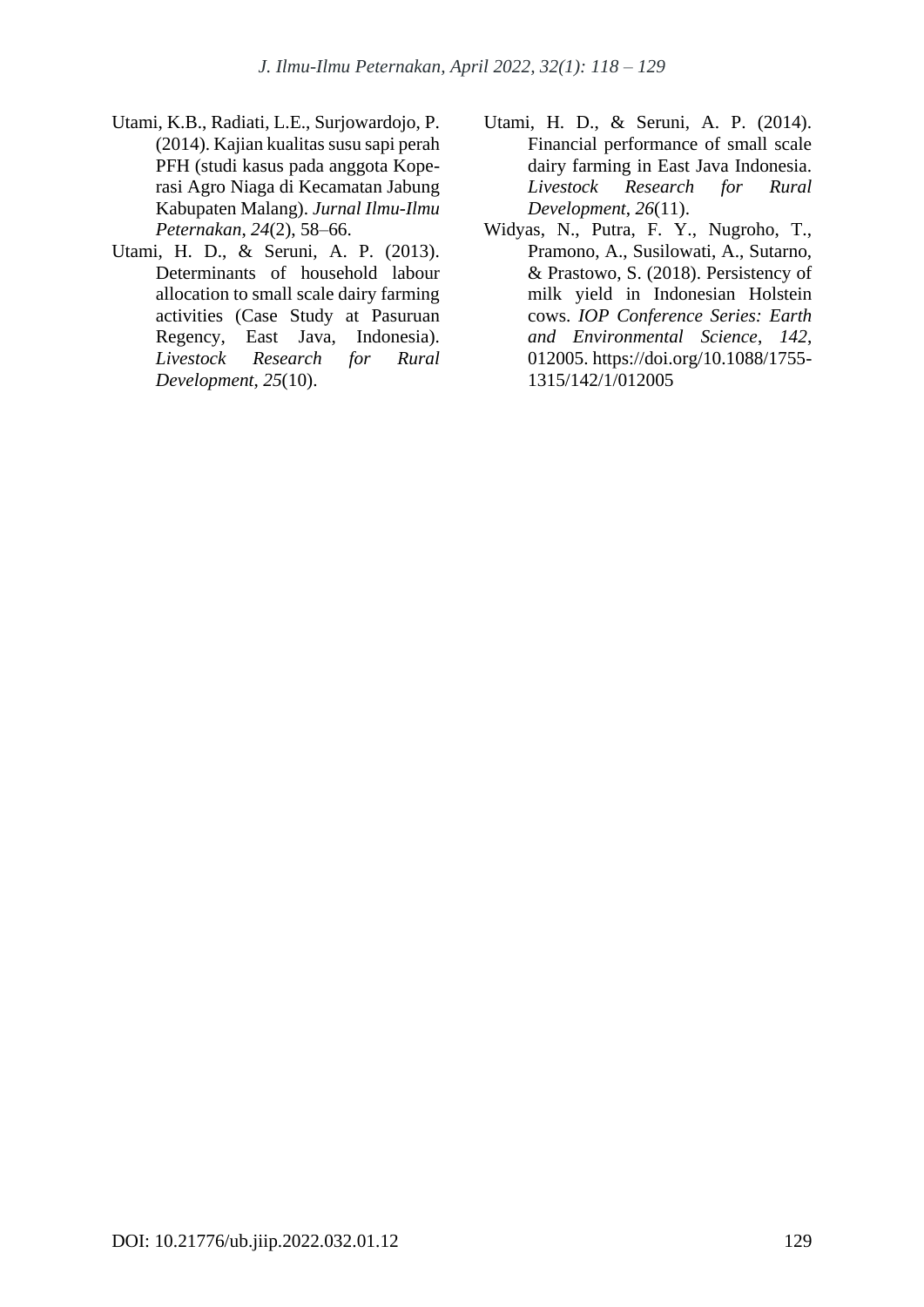Utami, K.B., Radiati, L.E., Surjowardojo, P. (2014). Kajian kualitas susu sapi perah PFH (studi kasus pada anggota Koperasi Agro Niaga di Kecamatan Jabung Kabupaten Malang). *Jurnal Ilmu-Ilmu Peternakan*, *24*(2), 58–66.

Utami, H. D., & Seruni, A. P. (2013). Determinants of household labour allocation to small scale dairy farming activities (Case Study at Pasuruan Regency, East Java, Indonesia). *Livestock Research for Rural Development*, *25*(10).

Utami, H. D., & Seruni, A. P. (2014). Financial performance of small scale dairy farming in East Java Indonesia. *Livestock Research for Rural Development*, *26*(11).

Widyas, N., Putra, F. Y., Nugroho, T., Pramono, A., Susilowati, A., Sutarno, & Prastowo, S. (2018). Persistency of milk yield in Indonesian Holstein cows. *IOP Conference Series: Earth and Environmental Science*, *142*, 012005. https://doi.org/10.1088/1755-1315/142/1/012005